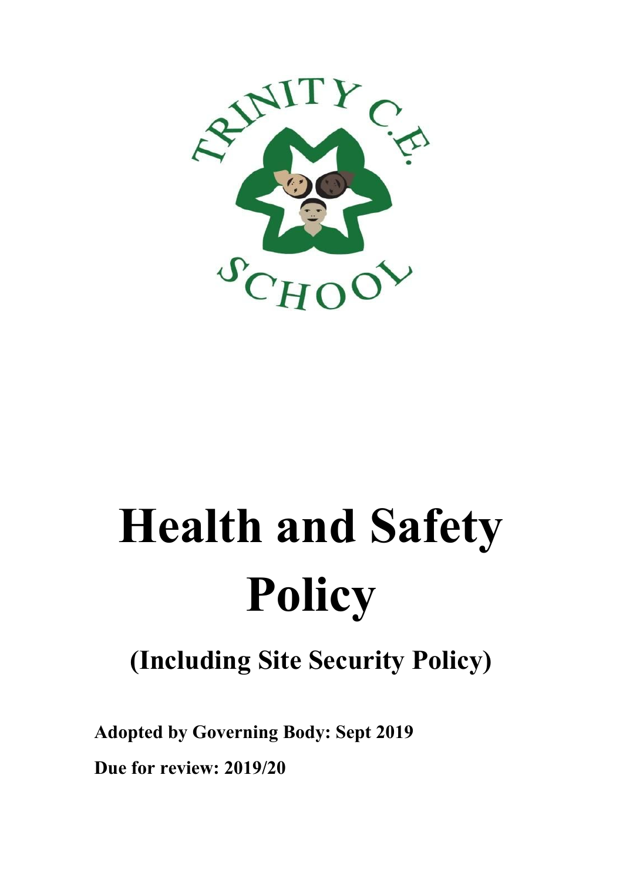# Health and Safety Policy

## (Including Site Security Policy)

**Adopted by Governing Body: Sept 2019**

**Due for review: 2019/20**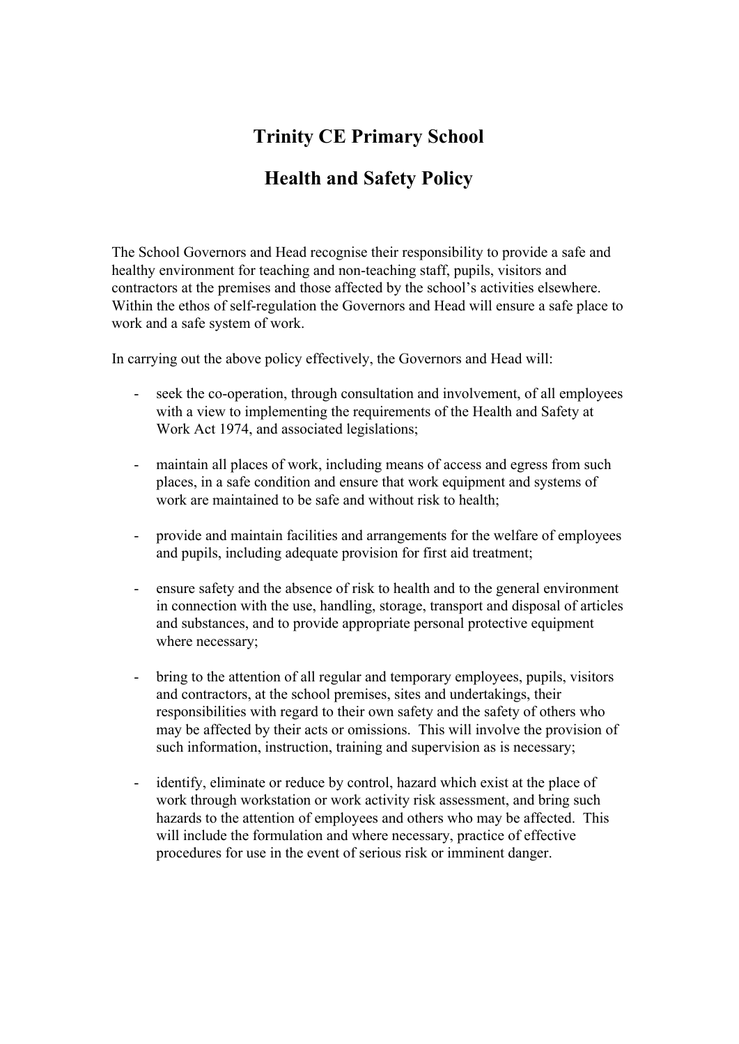# Trinity CE Primary School

# Health and Safety Policy

The School Governors and Head recognise their responsibility to provide a safe and healthy environment for teaching and non-teaching staff, pupils, visitors and contractors at the premises and those affected by the school's activities elsewhere. Within the ethos of self-regulation the Governors and Head will ensure a safe place to work and a safe system of work.

In carrying out the above policy effectively, the Governors and Head will:

- seek the co-operation, through consultation and involvement, of all employees with a view to implementing the requirements of the Health and Safety at Work Act 1974, and associated legislations;

- maintain all places of work, including means of access and egress from such places, in a safe condition and ensure that work equipment and systems of work are maintained to be safe and without risk to health;

- provide and maintain facilities and arrangements for the welfare of employees and pupils, including adequate provision for first aid treatment;

- ensure safety and the absence of risk to health and to the general environment in connection with the use, handling, storage, transport and disposal of articles and substances, and to provide appropriate personal protective equipment where necessary;

- bring to the attention of all regular and temporary employees, pupils, visitors and contractors, at the school premises, sites and undertakings, their responsibilities with regard to their own safety and the safety of others who may be affected by their acts or omissions. This will involve the provision of such information, instruction, training and supervision as is necessary;

- identify, eliminate or reduce by control, hazard which exist at the place of work through workstation or work activity risk assessment, and bring such hazards to the attention of employees and others who may be affected. This will include the formulation and where necessary, practice of effective procedures for use in the event of serious risk or imminent danger.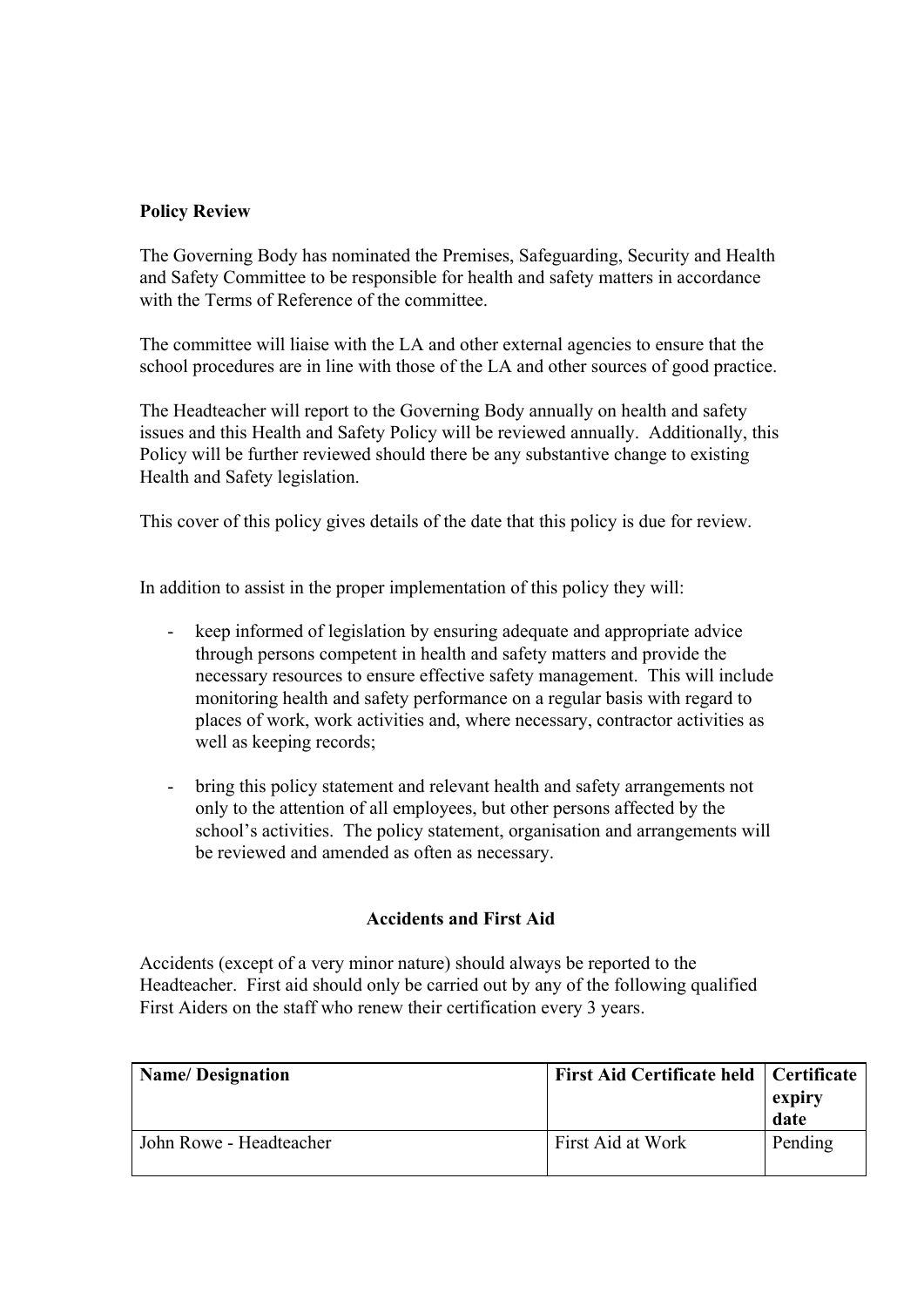**Policy Review**

The Governing Body has nominated the Premises, Safeguarding, Security and Health and Safety Committee to be responsible for health and safety matters in accordance with the Terms of Reference of the committee.

The committee will liaise with the LA and other external agencies to ensure that the school procedures are in line with those of the LA and other sources of good practice.

The Headteacher will report to the Governing Body annually on health and safety issues and this Health and Safety Policy will be reviewed annually. Additionally, this Policy will be further reviewed should there be any substantive change to existing Health and Safety legislation.

This cover of this policy gives details of the date that this policy is due for review.

In addition to assist in the proper implementation of this policy they will:

- keep informed of legislation by ensuring adequate and appropriate advice through persons competent in health and safety matters and provide the necessary resources to ensure effective safety management. This will include monitoring health and safety performance on a regular basis with regard to places of work, work activities and, where necessary, contractor activities as well as keeping records;

- bring this policy statement and relevant health and safety arrangements not only to the attention of all employees, but other persons affected by the school's activities. The policy statement, organisation and arrangements will be reviewed and amended as often as necessary.

## Accidents and First Aid

Accidents (except of a very minor nature) should always be reported to the Headteacher. First aid should only be carried out by any of the following qualified First Aiders on the staff who renew their certification every 3 years.

| Name/ Designation | First Aid Certificate held | Certificate expiry date |
|---|---|---|
| John Rowe - Headteacher | First Aid at Work | Pending |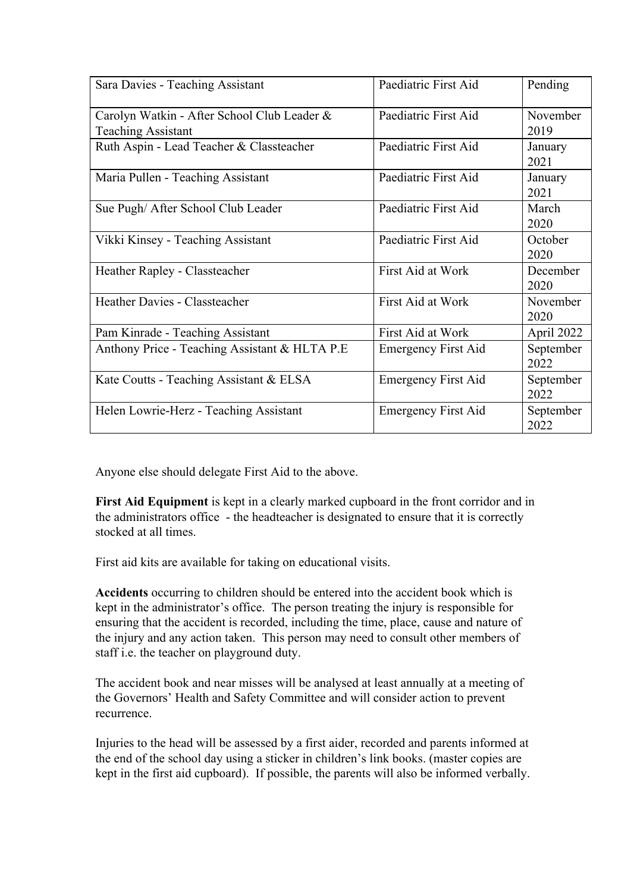| Sara Davies - Teaching Assistant | Paediatric First Aid | Pending |
|---|---|---|
| Carolyn Watkin - After School Club Leader & Teaching Assistant | Paediatric First Aid | November 2019 |
| Ruth Aspin - Lead Teacher & Classteacher | Paediatric First Aid | January 2021 |
| Maria Pullen - Teaching Assistant | Paediatric First Aid | January 2021 |
| Sue Pugh/ After School Club Leader | Paediatric First Aid | March 2020 |
| Vikki Kinsey - Teaching Assistant | Paediatric First Aid | October 2020 |
| Heather Rapley - Classteacher | First Aid at Work | December 2020 |
| Heather Davies - Classteacher | First Aid at Work | November 2020 |
| Pam Kinrade - Teaching Assistant | First Aid at Work | April 2022 |
| Anthony Price - Teaching Assistant & HLTA P.E | Emergency First Aid | September 2022 |
| Kate Coutts - Teaching Assistant & ELSA | Emergency First Aid | September 2022 |
| Helen Lowrie-Herz - Teaching Assistant | Emergency First Aid | September 2022 |

Anyone else should delegate First Aid to the above.

**First Aid Equipment** is kept in a clearly marked cupboard in the front corridor and in the administrators office - the headteacher is designated to ensure that it is correctly stocked at all times.

First aid kits are available for taking on educational visits.

**Accidents** occurring to children should be entered into the accident book which is kept in the administrator's office. The person treating the injury is responsible for ensuring that the accident is recorded, including the time, place, cause and nature of the injury and any action taken. This person may need to consult other members of staff i.e. the teacher on playground duty.

The accident book and near misses will be analysed at least annually at a meeting of the Governors' Health and Safety Committee and will consider action to prevent recurrence.

Injuries to the head will be assessed by a first aider, recorded and parents informed at the end of the school day using a sticker in children's link books. (master copies are kept in the first aid cupboard). If possible, the parents will also be informed verbally.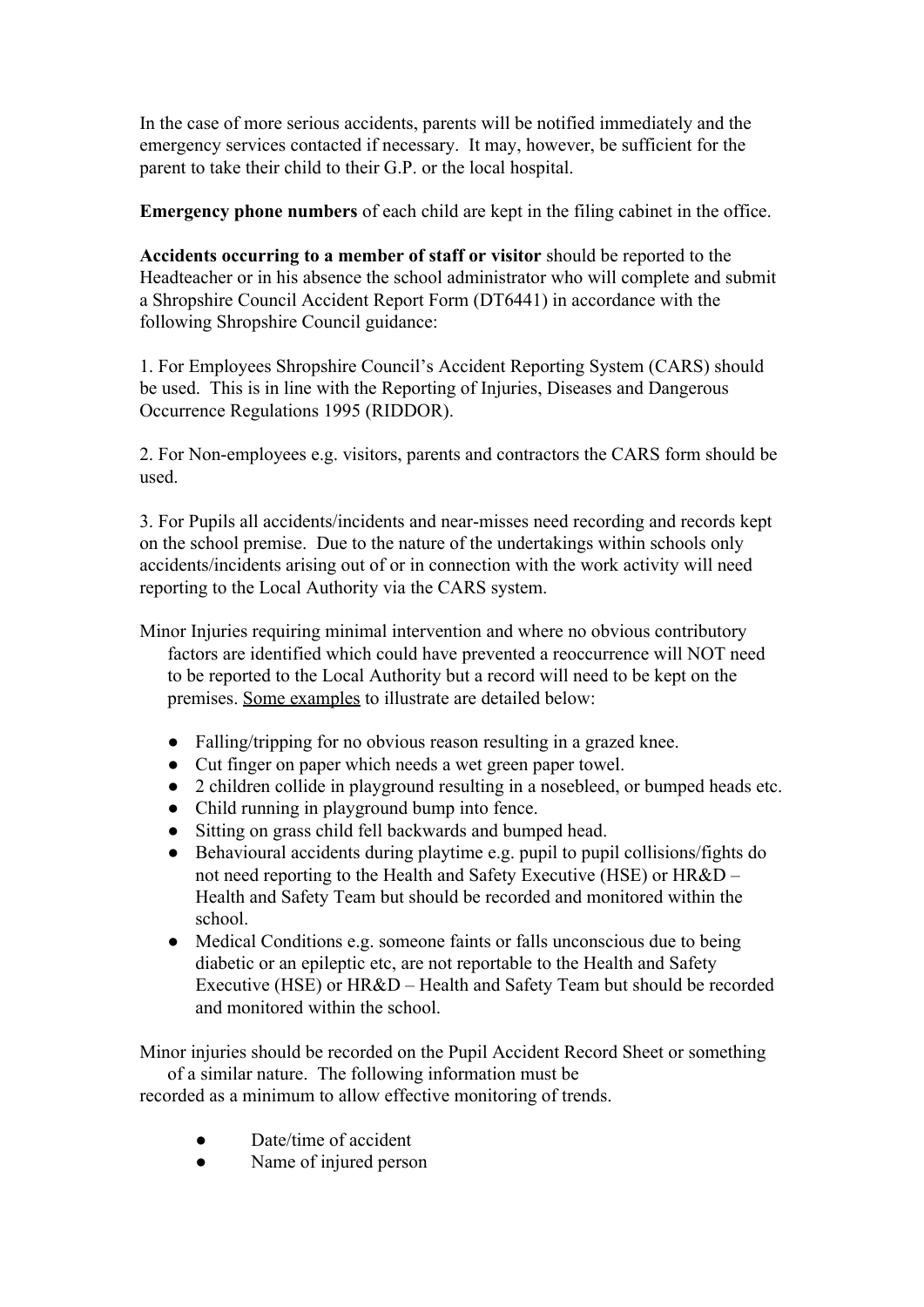In the case of more serious accidents, parents will be notified immediately and the emergency services contacted if necessary. It may, however, be sufficient for the parent to take their child to their G.P. or the local hospital.

**Emergency phone numbers** of each child are kept in the filing cabinet in the office.

**Accidents occurring to a member of staff or visitor** should be reported to the Headteacher or in his absence the school administrator who will complete and submit a Shropshire Council Accident Report Form (DT6441) in accordance with the following Shropshire Council guidance:

1. For Employees Shropshire Council's Accident Reporting System (CARS) should be used. This is in line with the Reporting of Injuries, Diseases and Dangerous Occurrence Regulations 1995 (RIDDOR).

2. For Non-employees e.g. visitors, parents and contractors the CARS form should be used.

3. For Pupils all accidents/incidents and near-misses need recording and records kept on the school premise. Due to the nature of the undertakings within schools only accidents/incidents arising out of or in connection with the work activity will need reporting to the Local Authority via the CARS system.

Minor Injuries requiring minimal intervention and where no obvious contributory factors are identified which could have prevented a reoccurrence will NOT need to be reported to the Local Authority but a record will need to be kept on the premises. <u>Some examples</u> to illustrate are detailed below:

- Falling/tripping for no obvious reason resulting in a grazed knee.
- Cut finger on paper which needs a wet green paper towel.
- 2 children collide in playground resulting in a nosebleed, or bumped heads etc.
- Child running in playground bump into fence.
- Sitting on grass child fell backwards and bumped head.
- Behavioural accidents during playtime e.g. pupil to pupil collisions/fights do not need reporting to the Health and Safety Executive (HSE) or HR&D – Health and Safety Team but should be recorded and monitored within the school.
- Medical Conditions e.g. someone faints or falls unconscious due to being diabetic or an epileptic etc, are not reportable to the Health and Safety Executive (HSE) or HR&D – Health and Safety Team but should be recorded and monitored within the school.

Minor injuries should be recorded on the Pupil Accident Record Sheet or something of a similar nature. The following information must be recorded as a minimum to allow effective monitoring of trends.

- Date/time of accident
- Name of injured person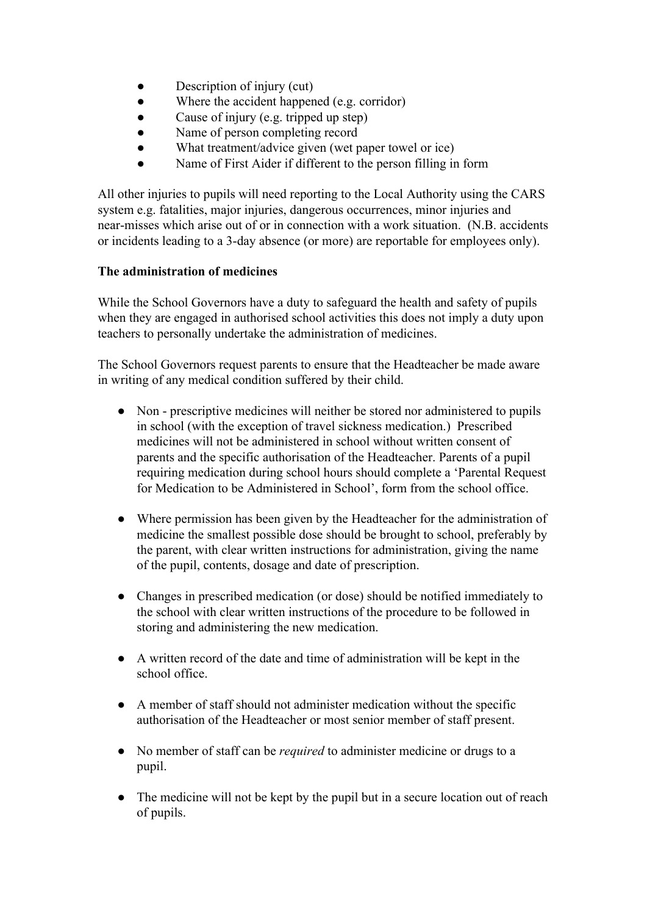- Description of injury (cut)
- Where the accident happened (e.g. corridor)
- Cause of injury (e.g. tripped up step)
- Name of person completing record
- What treatment/advice given (wet paper towel or ice)
- Name of First Aider if different to the person filling in form

All other injuries to pupils will need reporting to the Local Authority using the CARS system e.g. fatalities, major injuries, dangerous occurrences, minor injuries and near-misses which arise out of or in connection with a work situation. (N.B. accidents or incidents leading to a 3-day absence (or more) are reportable for employees only).

**The administration of medicines**

While the School Governors have a duty to safeguard the health and safety of pupils when they are engaged in authorised school activities this does not imply a duty upon teachers to personally undertake the administration of medicines.

The School Governors request parents to ensure that the Headteacher be made aware in writing of any medical condition suffered by their child.

- Non - prescriptive medicines will neither be stored nor administered to pupils in school (with the exception of travel sickness medication.) Prescribed medicines will not be administered in school without written consent of parents and the specific authorisation of the Headteacher. Parents of a pupil requiring medication during school hours should complete a 'Parental Request for Medication to be Administered in School', form from the school office.

- Where permission has been given by the Headteacher for the administration of medicine the smallest possible dose should be brought to school, preferably by the parent, with clear written instructions for administration, giving the name of the pupil, contents, dosage and date of prescription.

- Changes in prescribed medication (or dose) should be notified immediately to the school with clear written instructions of the procedure to be followed in storing and administering the new medication.

- A written record of the date and time of administration will be kept in the school office.

- A member of staff should not administer medication without the specific authorisation of the Headteacher or most senior member of staff present.

- No member of staff can be *required* to administer medicine or drugs to a pupil.

- The medicine will not be kept by the pupil but in a secure location out of reach of pupils.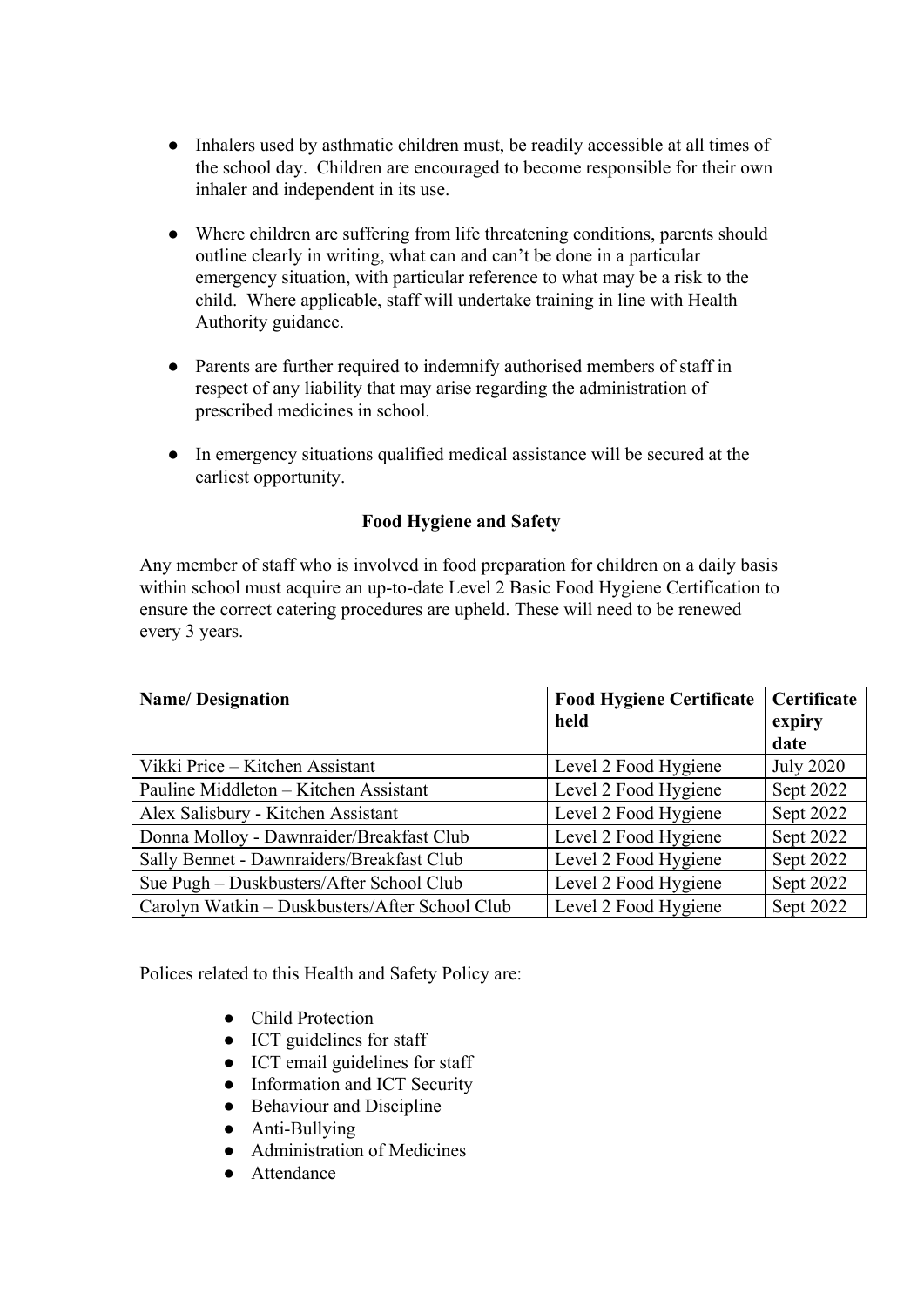- Inhalers used by asthmatic children must, be readily accessible at all times of the school day. Children are encouraged to become responsible for their own inhaler and independent in its use.

- Where children are suffering from life threatening conditions, parents should outline clearly in writing, what can and can't be done in a particular emergency situation, with particular reference to what may be a risk to the child. Where applicable, staff will undertake training in line with Health Authority guidance.

- Parents are further required to indemnify authorised members of staff in respect of any liability that may arise regarding the administration of prescribed medicines in school.

- In emergency situations qualified medical assistance will be secured at the earliest opportunity.

**Food Hygiene and Safety**

Any member of staff who is involved in food preparation for children on a daily basis within school must acquire an up-to-date Level 2 Basic Food Hygiene Certification to ensure the correct catering procedures are upheld. These will need to be renewed every 3 years.

| **Name/ Designation** | **Food Hygiene Certificate held** | **Certificate expiry date** |
|---|---|---|
| Vikki Price – Kitchen Assistant | Level 2 Food Hygiene | July 2020 |
| Pauline Middleton – Kitchen Assistant | Level 2 Food Hygiene | Sept 2022 |
| Alex Salisbury - Kitchen Assistant | Level 2 Food Hygiene | Sept 2022 |
| Donna Molloy - Dawnraider/Breakfast Club | Level 2 Food Hygiene | Sept 2022 |
| Sally Bennet - Dawnraiders/Breakfast Club | Level 2 Food Hygiene | Sept 2022 |
| Sue Pugh – Duskbusters/After School Club | Level 2 Food Hygiene | Sept 2022 |
| Carolyn Watkin – Duskbusters/After School Club | Level 2 Food Hygiene | Sept 2022 |

Polices related to this Health and Safety Policy are:

- Child Protection
- ICT guidelines for staff
- ICT email guidelines for staff
- Information and ICT Security
- Behaviour and Discipline
- Anti-Bullying
- Administration of Medicines
- Attendance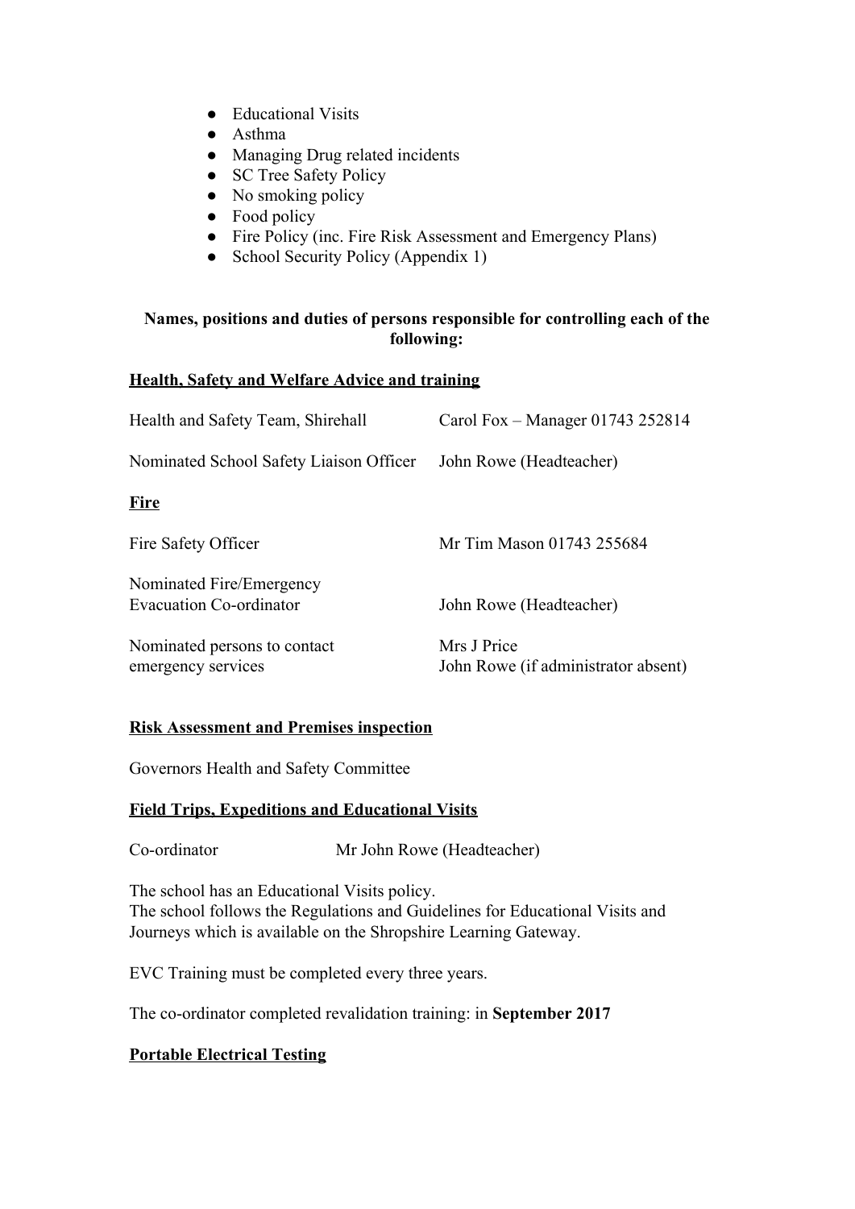- Educational Visits
- Asthma
- Managing Drug related incidents
- SC Tree Safety Policy
- No smoking policy
- Food policy
- Fire Policy (inc. Fire Risk Assessment and Emergency Plans)
- School Security Policy (Appendix 1)

**Names, positions and duties of persons responsible for controlling each of the following:**

**Health, Safety and Welfare Advice and training**

| | |
|---|---|
| Health and Safety Team, Shirehall | Carol Fox – Manager 01743 252814 |
| Nominated School Safety Liaison Officer | John Rowe (Headteacher) |

**Fire**

| | |
|---|---|
| Fire Safety Officer | Mr Tim Mason 01743 255684 |
| Nominated Fire/Emergency Evacuation Co-ordinator | John Rowe (Headteacher) |
| Nominated persons to contact emergency services | Mrs J Price<br>John Rowe (if administrator absent) |

**Risk Assessment and Premises inspection**

Governors Health and Safety Committee

**Field Trips, Expeditions and Educational Visits**

Co-ordinator Mr John Rowe (Headteacher)

The school has an Educational Visits policy.
The school follows the Regulations and Guidelines for Educational Visits and Journeys which is available on the Shropshire Learning Gateway.

EVC Training must be completed every three years.

The co-ordinator completed revalidation training: in **September 2017**

**Portable Electrical Testing**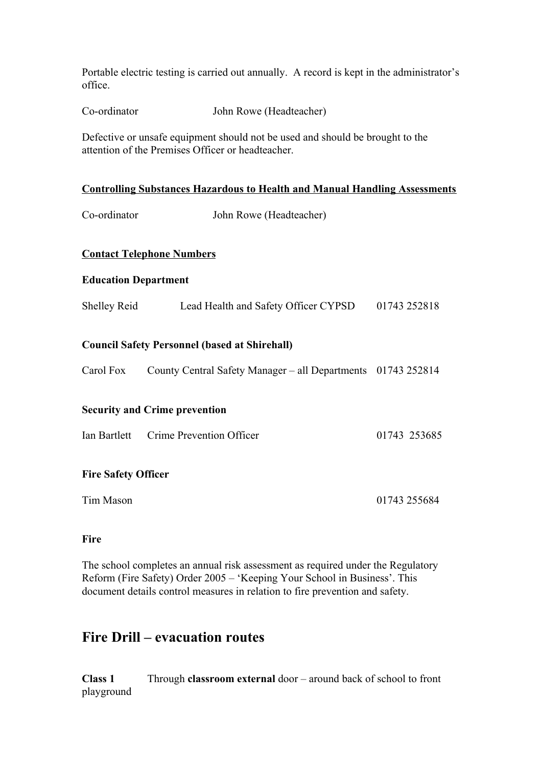Portable electric testing is carried out annually. A record is kept in the administrator's office.

Co-ordinator John Rowe (Headteacher)

Defective or unsafe equipment should not be used and should be brought to the attention of the Premises Officer or headteacher.

**Controlling Substances Hazardous to Health and Manual Handling Assessments**

Co-ordinator John Rowe (Headteacher)

**Contact Telephone Numbers**

**Education Department**

Shelley Reid Lead Health and Safety Officer CYPSD 01743 252818

**Council Safety Personnel (based at Shirehall)**

Carol Fox County Central Safety Manager – all Departments 01743 252814

**Security and Crime prevention**

Ian Bartlett Crime Prevention Officer 01743 253685

**Fire Safety Officer**

Tim Mason 01743 255684

**Fire**

The school completes an annual risk assessment as required under the Regulatory Reform (Fire Safety) Order 2005 – 'Keeping Your School in Business'. This document details control measures in relation to fire prevention and safety.

## Fire Drill – evacuation routes

**Class 1** Through **classroom external** door – around back of school to front playground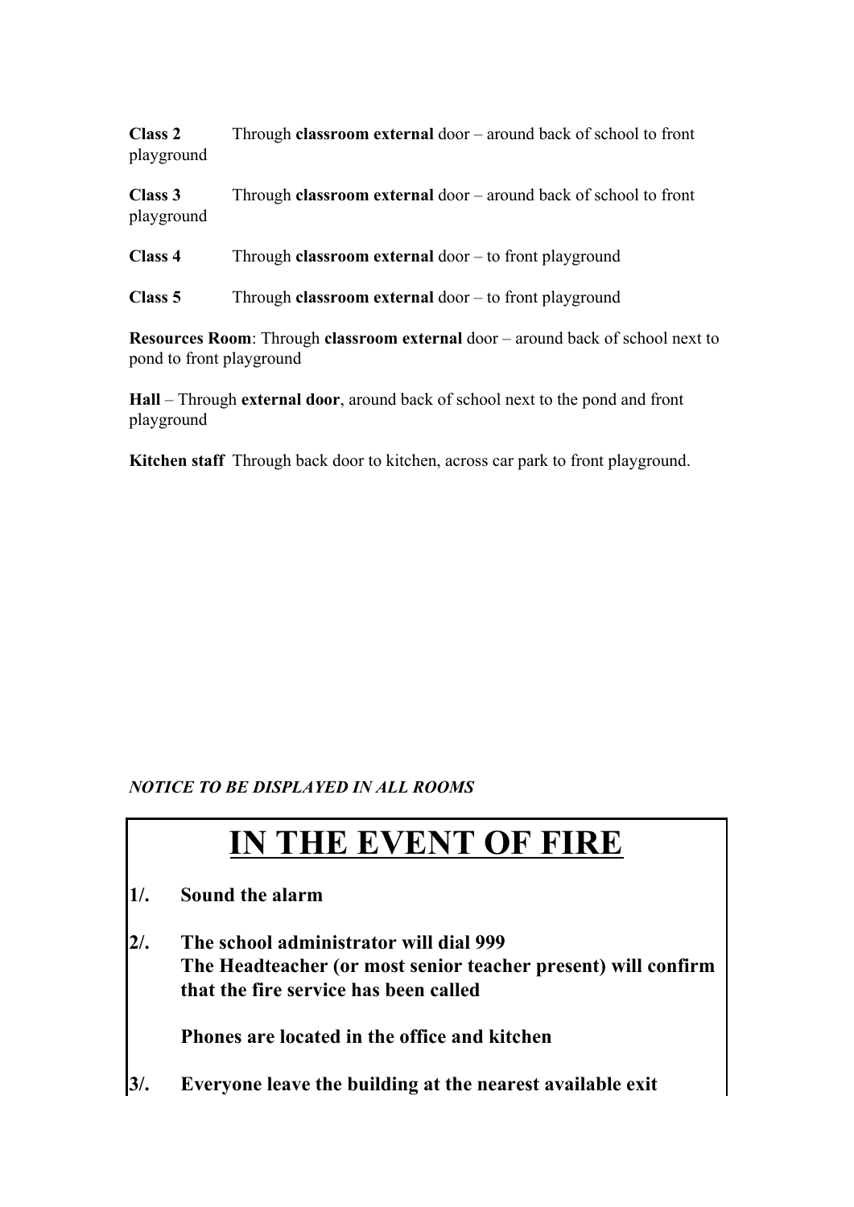**Class 2** Through **classroom external** door – around back of school to front playground

**Class 3** Through **classroom external** door – around back of school to front playground

**Class 4** Through **classroom external** door – to front playground

**Class 5** Through **classroom external** door – to front playground

**Resources Room**: Through **classroom external** door – around back of school next to pond to front playground

**Hall** – Through **external door**, around back of school next to the pond and front playground

**Kitchen staff** Through back door to kitchen, across car park to front playground.

***NOTICE TO BE DISPLAYED IN ALL ROOMS***

# IN THE EVENT OF FIRE

**1/. Sound the alarm**

**2/. The school administrator will dial 999**
**The Headteacher (or most senior teacher present) will confirm that the fire service has been called**

**Phones are located in the office and kitchen**

**3/. Everyone leave the building at the nearest available exit**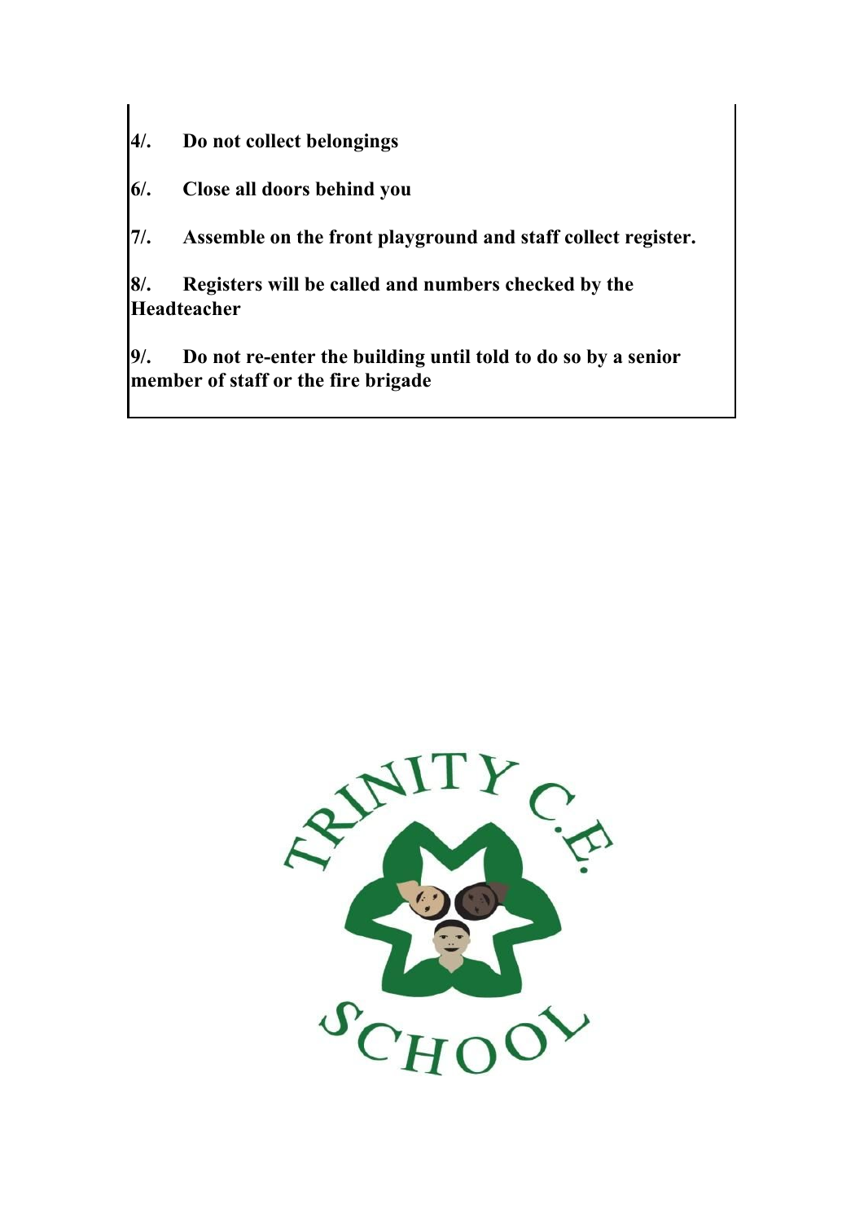**4/. Do not collect belongings**

**6/. Close all doors behind you**

**7/. Assemble on the front playground and staff collect register.**

**8/. Registers will be called and numbers checked by the Headteacher**

**9/. Do not re-enter the building until told to do so by a senior member of staff or the fire brigade**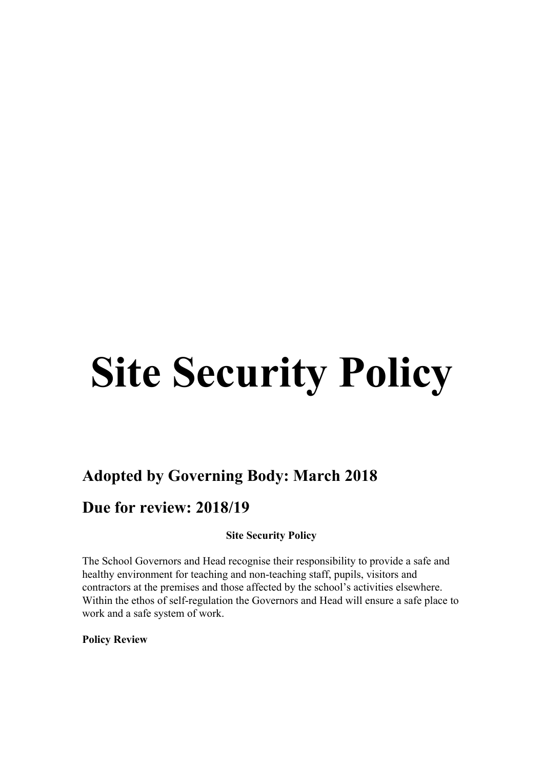# Site Security Policy

## Adopted by Governing Body: March 2018

## Due for review: 2018/19

**Site Security Policy**

The School Governors and Head recognise their responsibility to provide a safe and healthy environment for teaching and non-teaching staff, pupils, visitors and contractors at the premises and those affected by the school's activities elsewhere. Within the ethos of self-regulation the Governors and Head will ensure a safe place to work and a safe system of work.

**Policy Review**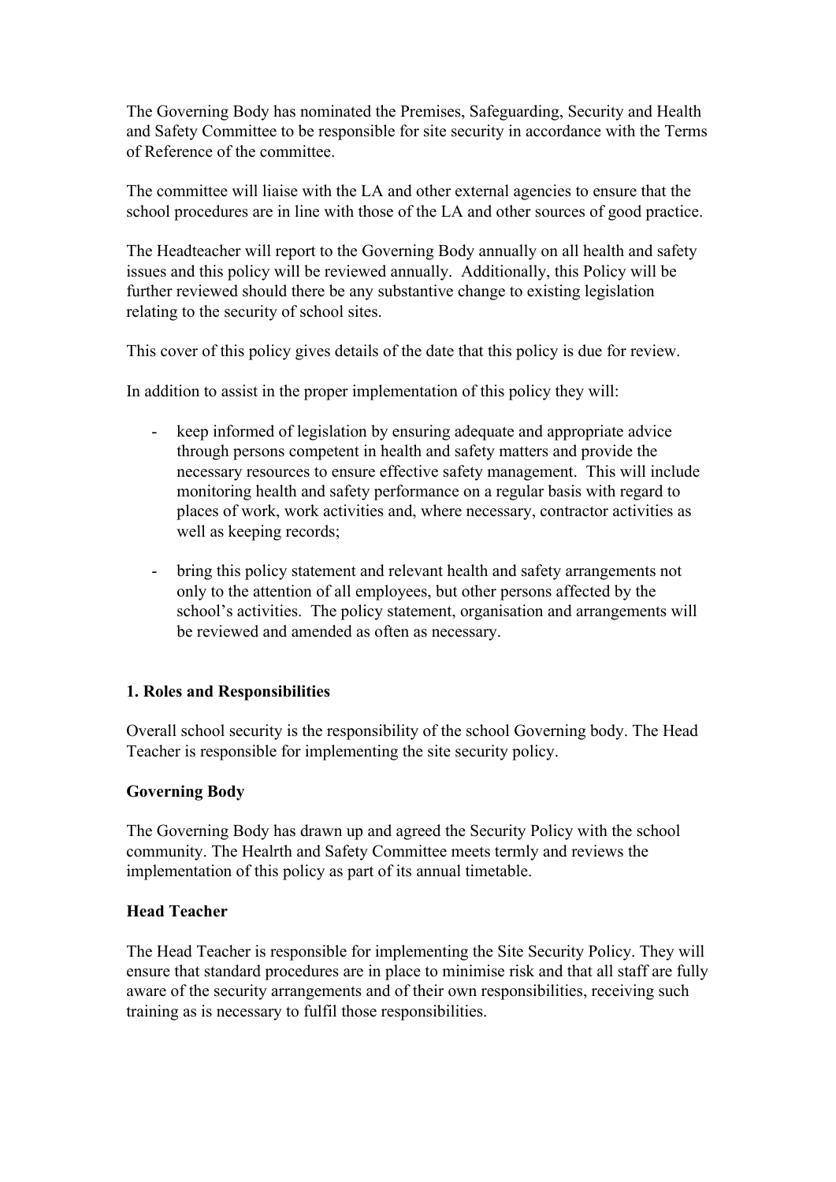The Governing Body has nominated the Premises, Safeguarding, Security and Health and Safety Committee to be responsible for site security in accordance with the Terms of Reference of the committee.

The committee will liaise with the LA and other external agencies to ensure that the school procedures are in line with those of the LA and other sources of good practice.

The Headteacher will report to the Governing Body annually on all health and safety issues and this policy will be reviewed annually. Additionally, this Policy will be further reviewed should there be any substantive change to existing legislation relating to the security of school sites.

This cover of this policy gives details of the date that this policy is due for review.

In addition to assist in the proper implementation of this policy they will:

- keep informed of legislation by ensuring adequate and appropriate advice through persons competent in health and safety matters and provide the necessary resources to ensure effective safety management. This will include monitoring health and safety performance on a regular basis with regard to places of work, work activities and, where necessary, contractor activities as well as keeping records;

- bring this policy statement and relevant health and safety arrangements not only to the attention of all employees, but other persons affected by the school's activities. The policy statement, organisation and arrangements will be reviewed and amended as often as necessary.

**1. Roles and Responsibilities**

Overall school security is the responsibility of the school Governing body. The Head Teacher is responsible for implementing the site security policy.

**Governing Body**

The Governing Body has drawn up and agreed the Security Policy with the school community. The Healrth and Safety Committee meets termly and reviews the implementation of this policy as part of its annual timetable.

**Head Teacher**

The Head Teacher is responsible for implementing the Site Security Policy. They will ensure that standard procedures are in place to minimise risk and that all staff are fully aware of the security arrangements and of their own responsibilities, receiving such training as is necessary to fulfil those responsibilities.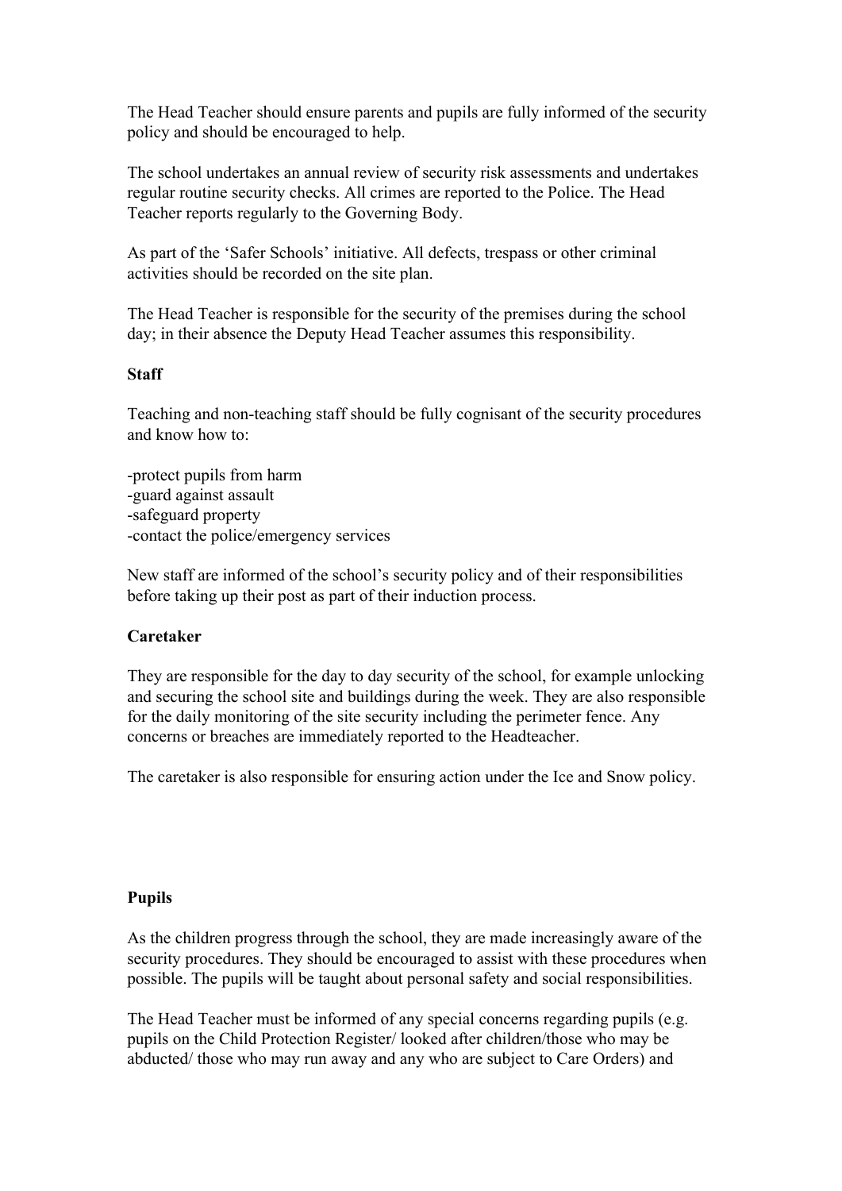The Head Teacher should ensure parents and pupils are fully informed of the security policy and should be encouraged to help.

The school undertakes an annual review of security risk assessments and undertakes regular routine security checks. All crimes are reported to the Police. The Head Teacher reports regularly to the Governing Body.

As part of the 'Safer Schools' initiative. All defects, trespass or other criminal activities should be recorded on the site plan.

The Head Teacher is responsible for the security of the premises during the school day; in their absence the Deputy Head Teacher assumes this responsibility.

**Staff**

Teaching and non-teaching staff should be fully cognisant of the security procedures and know how to:

- protect pupils from harm
- guard against assault
- safeguard property
- contact the police/emergency services

New staff are informed of the school's security policy and of their responsibilities before taking up their post as part of their induction process.

**Caretaker**

They are responsible for the day to day security of the school, for example unlocking and securing the school site and buildings during the week. They are also responsible for the daily monitoring of the site security including the perimeter fence. Any concerns or breaches are immediately reported to the Headteacher.

The caretaker is also responsible for ensuring action under the Ice and Snow policy.

**Pupils**

As the children progress through the school, they are made increasingly aware of the security procedures. They should be encouraged to assist with these procedures when possible. The pupils will be taught about personal safety and social responsibilities.

The Head Teacher must be informed of any special concerns regarding pupils (e.g. pupils on the Child Protection Register/ looked after children/those who may be abducted/ those who may run away and any who are subject to Care Orders) and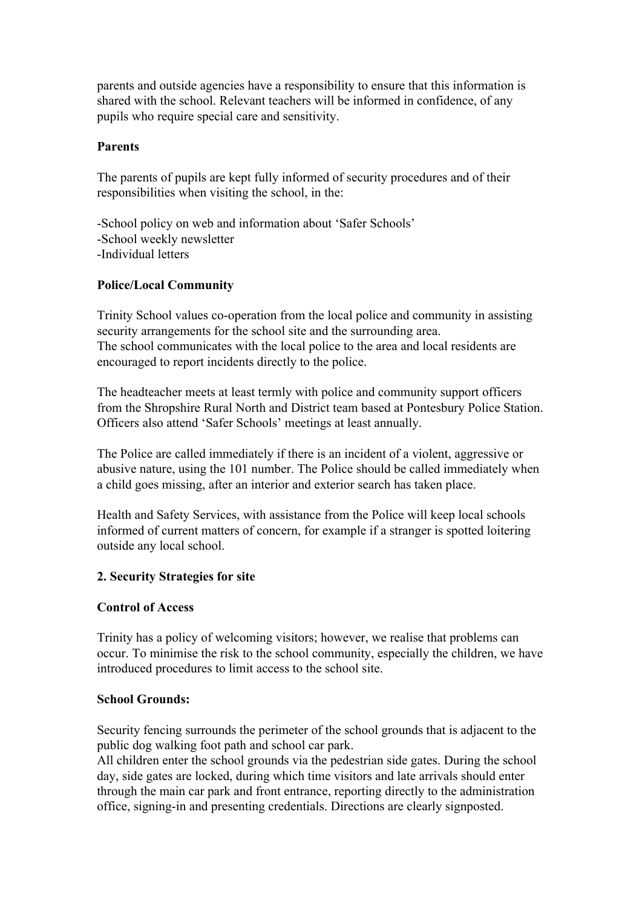parents and outside agencies have a responsibility to ensure that this information is shared with the school. Relevant teachers will be informed in confidence, of any pupils who require special care and sensitivity.

**Parents**

The parents of pupils are kept fully informed of security procedures and of their responsibilities when visiting the school, in the:

-School policy on web and information about 'Safer Schools'
-School weekly newsletter
-Individual letters

**Police/Local Community**

Trinity School values co-operation from the local police and community in assisting security arrangements for the school site and the surrounding area.
The school communicates with the local police to the area and local residents are encouraged to report incidents directly to the police.

The headteacher meets at least termly with police and community support officers from the Shropshire Rural North and District team based at Pontesbury Police Station. Officers also attend 'Safer Schools' meetings at least annually.

The Police are called immediately if there is an incident of a violent, aggressive or abusive nature, using the 101 number. The Police should be called immediately when a child goes missing, after an interior and exterior search has taken place.

Health and Safety Services, with assistance from the Police will keep local schools informed of current matters of concern, for example if a stranger is spotted loitering outside any local school.

**2. Security Strategies for site**

**Control of Access**

Trinity has a policy of welcoming visitors; however, we realise that problems can occur. To minimise the risk to the school community, especially the children, we have introduced procedures to limit access to the school site.

**School Grounds:**

Security fencing surrounds the perimeter of the school grounds that is adjacent to the public dog walking foot path and school car park.
All children enter the school grounds via the pedestrian side gates. During the school day, side gates are locked, during which time visitors and late arrivals should enter through the main car park and front entrance, reporting directly to the administration office, signing-in and presenting credentials. Directions are clearly signposted.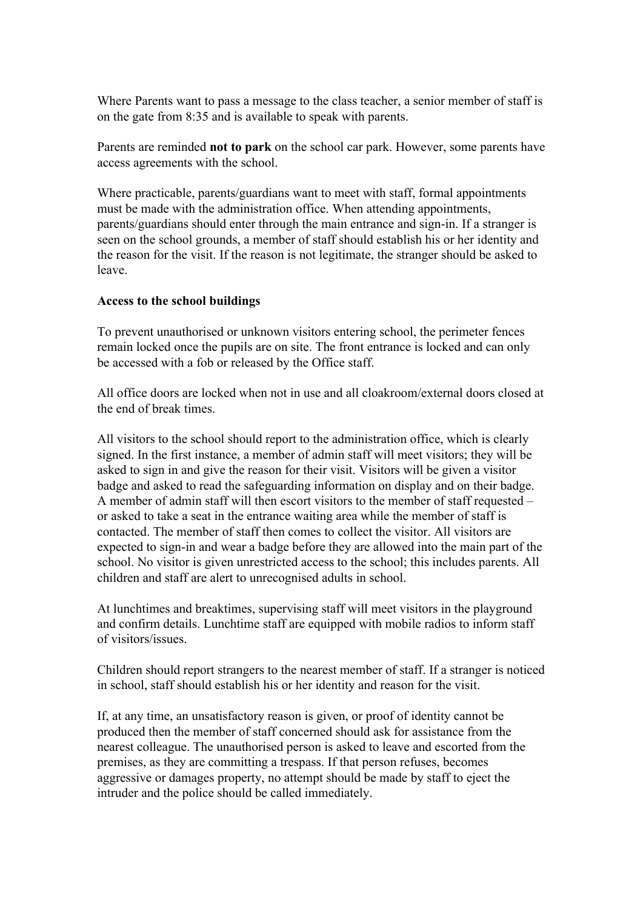Where Parents want to pass a message to the class teacher, a senior member of staff is on the gate from 8:35 and is available to speak with parents.

Parents are reminded **not to park** on the school car park. However, some parents have access agreements with the school.

Where practicable, parents/guardians want to meet with staff, formal appointments must be made with the administration office. When attending appointments, parents/guardians should enter through the main entrance and sign-in. If a stranger is seen on the school grounds, a member of staff should establish his or her identity and the reason for the visit. If the reason is not legitimate, the stranger should be asked to leave.

**Access to the school buildings**

To prevent unauthorised or unknown visitors entering school, the perimeter fences remain locked once the pupils are on site. The front entrance is locked and can only be accessed with a fob or released by the Office staff.

All office doors are locked when not in use and all cloakroom/external doors closed at the end of break times.

All visitors to the school should report to the administration office, which is clearly signed. In the first instance, a member of admin staff will meet visitors; they will be asked to sign in and give the reason for their visit. Visitors will be given a visitor badge and asked to read the safeguarding information on display and on their badge. A member of admin staff will then escort visitors to the member of staff requested – or asked to take a seat in the entrance waiting area while the member of staff is contacted. The member of staff then comes to collect the visitor. All visitors are expected to sign-in and wear a badge before they are allowed into the main part of the school. No visitor is given unrestricted access to the school; this includes parents. All children and staff are alert to unrecognised adults in school.

At lunchtimes and breaktimes, supervising staff will meet visitors in the playground and confirm details. Lunchtime staff are equipped with mobile radios to inform staff of visitors/issues.

Children should report strangers to the nearest member of staff. If a stranger is noticed in school, staff should establish his or her identity and reason for the visit.

If, at any time, an unsatisfactory reason is given, or proof of identity cannot be produced then the member of staff concerned should ask for assistance from the nearest colleague. The unauthorised person is asked to leave and escorted from the premises, as they are committing a trespass. If that person refuses, becomes aggressive or damages property, no attempt should be made by staff to eject the intruder and the police should be called immediately.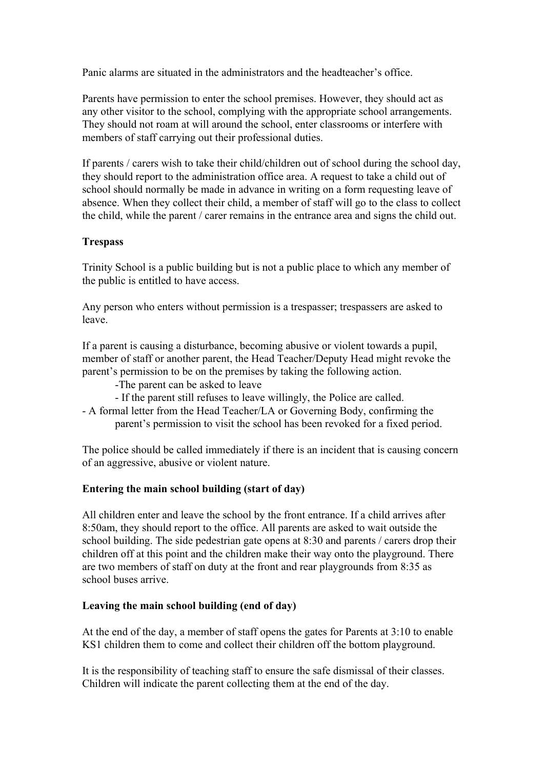Panic alarms are situated in the administrators and the headteacher's office.

Parents have permission to enter the school premises. However, they should act as any other visitor to the school, complying with the appropriate school arrangements. They should not roam at will around the school, enter classrooms or interfere with members of staff carrying out their professional duties.

If parents / carers wish to take their child/children out of school during the school day, they should report to the administration office area. A request to take a child out of school should normally be made in advance in writing on a form requesting leave of absence. When they collect their child, a member of staff will go to the class to collect the child, while the parent / carer remains in the entrance area and signs the child out.

**Trespass**

Trinity School is a public building but is not a public place to which any member of the public is entitled to have access.

Any person who enters without permission is a trespasser; trespassers are asked to leave.

If a parent is causing a disturbance, becoming abusive or violent towards a pupil, member of staff or another parent, the Head Teacher/Deputy Head might revoke the parent's permission to be on the premises by taking the following action.

- The parent can be asked to leave
- If the parent still refuses to leave willingly, the Police are called.
- A formal letter from the Head Teacher/LA or Governing Body, confirming the parent's permission to visit the school has been revoked for a fixed period.

The police should be called immediately if there is an incident that is causing concern of an aggressive, abusive or violent nature.

**Entering the main school building (start of day)**

All children enter and leave the school by the front entrance. If a child arrives after 8:50am, they should report to the office. All parents are asked to wait outside the school building. The side pedestrian gate opens at 8:30 and parents / carers drop their children off at this point and the children make their way onto the playground. There are two members of staff on duty at the front and rear playgrounds from 8:35 as school buses arrive.

**Leaving the main school building (end of day)**

At the end of the day, a member of staff opens the gates for Parents at 3:10 to enable KS1 children them to come and collect their children off the bottom playground.

It is the responsibility of teaching staff to ensure the safe dismissal of their classes. Children will indicate the parent collecting them at the end of the day.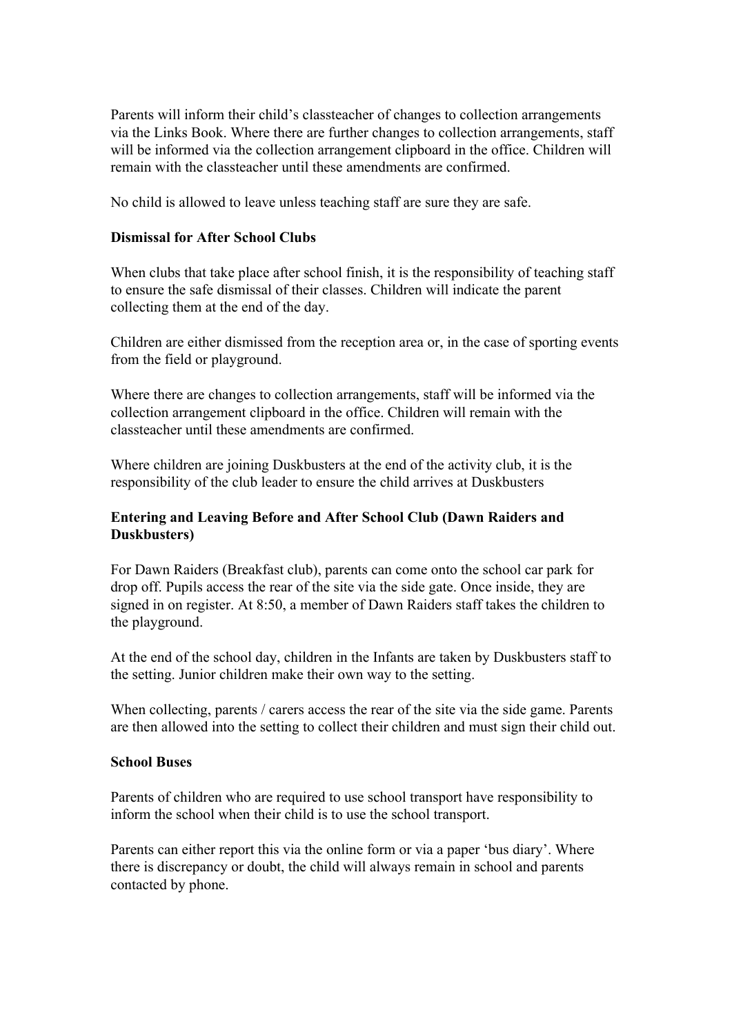Parents will inform their child's classteacher of changes to collection arrangements via the Links Book. Where there are further changes to collection arrangements, staff will be informed via the collection arrangement clipboard in the office. Children will remain with the classteacher until these amendments are confirmed.

No child is allowed to leave unless teaching staff are sure they are safe.

**Dismissal for After School Clubs**

When clubs that take place after school finish, it is the responsibility of teaching staff to ensure the safe dismissal of their classes. Children will indicate the parent collecting them at the end of the day.

Children are either dismissed from the reception area or, in the case of sporting events from the field or playground.

Where there are changes to collection arrangements, staff will be informed via the collection arrangement clipboard in the office. Children will remain with the classteacher until these amendments are confirmed.

Where children are joining Duskbusters at the end of the activity club, it is the responsibility of the club leader to ensure the child arrives at Duskbusters

**Entering and Leaving Before and After School Club (Dawn Raiders and Duskbusters)**

For Dawn Raiders (Breakfast club), parents can come onto the school car park for drop off. Pupils access the rear of the site via the side gate. Once inside, they are signed in on register. At 8:50, a member of Dawn Raiders staff takes the children to the playground.

At the end of the school day, children in the Infants are taken by Duskbusters staff to the setting. Junior children make their own way to the setting.

When collecting, parents / carers access the rear of the site via the side game. Parents are then allowed into the setting to collect their children and must sign their child out.

**School Buses**

Parents of children who are required to use school transport have responsibility to inform the school when their child is to use the school transport.

Parents can either report this via the online form or via a paper 'bus diary'. Where there is discrepancy or doubt, the child will always remain in school and parents contacted by phone.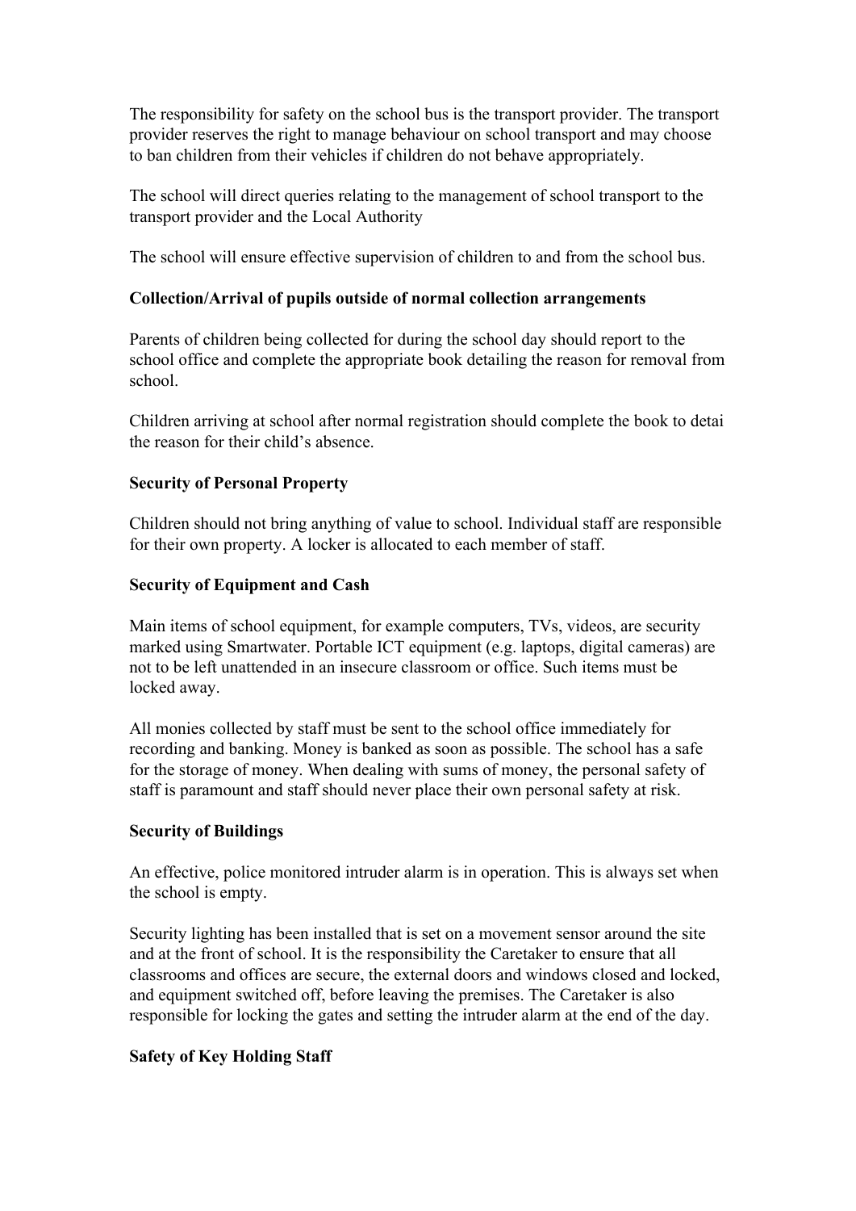The responsibility for safety on the school bus is the transport provider. The transport provider reserves the right to manage behaviour on school transport and may choose to ban children from their vehicles if children do not behave appropriately.

The school will direct queries relating to the management of school transport to the transport provider and the Local Authority

The school will ensure effective supervision of children to and from the school bus.

**Collection/Arrival of pupils outside of normal collection arrangements**

Parents of children being collected for during the school day should report to the school office and complete the appropriate book detailing the reason for removal from school.

Children arriving at school after normal registration should complete the book to detai the reason for their child's absence.

**Security of Personal Property**

Children should not bring anything of value to school. Individual staff are responsible for their own property. A locker is allocated to each member of staff.

**Security of Equipment and Cash**

Main items of school equipment, for example computers, TVs, videos, are security marked using Smartwater. Portable ICT equipment (e.g. laptops, digital cameras) are not to be left unattended in an insecure classroom or office. Such items must be locked away.

All monies collected by staff must be sent to the school office immediately for recording and banking. Money is banked as soon as possible. The school has a safe for the storage of money. When dealing with sums of money, the personal safety of staff is paramount and staff should never place their own personal safety at risk.

**Security of Buildings**

An effective, police monitored intruder alarm is in operation. This is always set when the school is empty.

Security lighting has been installed that is set on a movement sensor around the site and at the front of school. It is the responsibility the Caretaker to ensure that all classrooms and offices are secure, the external doors and windows closed and locked, and equipment switched off, before leaving the premises. The Caretaker is also responsible for locking the gates and setting the intruder alarm at the end of the day.

**Safety of Key Holding Staff**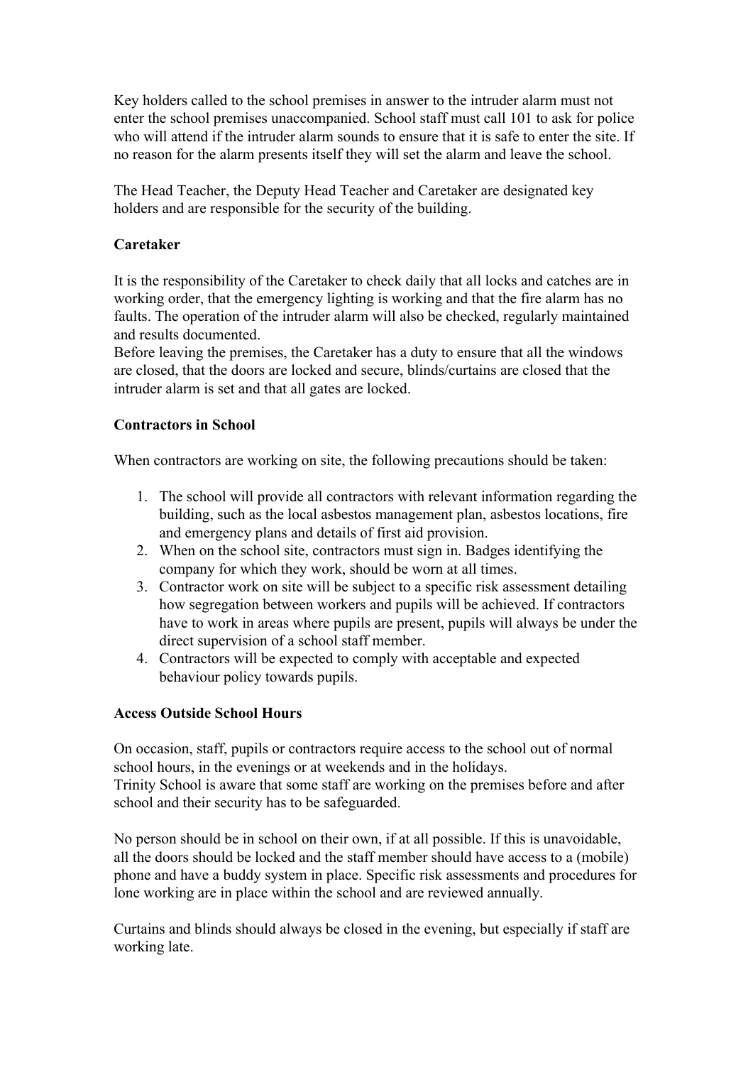Key holders called to the school premises in answer to the intruder alarm must not enter the school premises unaccompanied. School staff must call 101 to ask for police who will attend if the intruder alarm sounds to ensure that it is safe to enter the site. If no reason for the alarm presents itself they will set the alarm and leave the school.

The Head Teacher, the Deputy Head Teacher and Caretaker are designated key holders and are responsible for the security of the building.

**Caretaker**

It is the responsibility of the Caretaker to check daily that all locks and catches are in working order, that the emergency lighting is working and that the fire alarm has no faults. The operation of the intruder alarm will also be checked, regularly maintained and results documented.
Before leaving the premises, the Caretaker has a duty to ensure that all the windows are closed, that the doors are locked and secure, blinds/curtains are closed that the intruder alarm is set and that all gates are locked.

**Contractors in School**

When contractors are working on site, the following precautions should be taken:

1. The school will provide all contractors with relevant information regarding the building, such as the local asbestos management plan, asbestos locations, fire and emergency plans and details of first aid provision.
2. When on the school site, contractors must sign in. Badges identifying the company for which they work, should be worn at all times.
3. Contractor work on site will be subject to a specific risk assessment detailing how segregation between workers and pupils will be achieved. If contractors have to work in areas where pupils are present, pupils will always be under the direct supervision of a school staff member.
4. Contractors will be expected to comply with acceptable and expected behaviour policy towards pupils.

**Access Outside School Hours**

On occasion, staff, pupils or contractors require access to the school out of normal school hours, in the evenings or at weekends and in the holidays.
Trinity School is aware that some staff are working on the premises before and after school and their security has to be safeguarded.

No person should be in school on their own, if at all possible. If this is unavoidable, all the doors should be locked and the staff member should have access to a (mobile) phone and have a buddy system in place. Specific risk assessments and procedures for lone working are in place within the school and are reviewed annually.

Curtains and blinds should always be closed in the evening, but especially if staff are working late.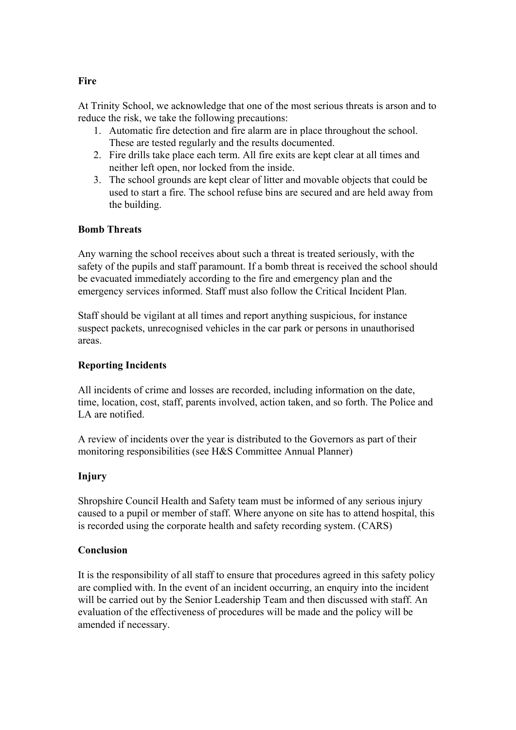**Fire**

At Trinity School, we acknowledge that one of the most serious threats is arson and to reduce the risk, we take the following precautions:

1. Automatic fire detection and fire alarm are in place throughout the school. These are tested regularly and the results documented.
2. Fire drills take place each term. All fire exits are kept clear at all times and neither left open, nor locked from the inside.
3. The school grounds are kept clear of litter and movable objects that could be used to start a fire. The school refuse bins are secured and are held away from the building.

**Bomb Threats**

Any warning the school receives about such a threat is treated seriously, with the safety of the pupils and staff paramount. If a bomb threat is received the school should be evacuated immediately according to the fire and emergency plan and the emergency services informed. Staff must also follow the Critical Incident Plan.

Staff should be vigilant at all times and report anything suspicious, for instance suspect packets, unrecognised vehicles in the car park or persons in unauthorised areas.

**Reporting Incidents**

All incidents of crime and losses are recorded, including information on the date, time, location, cost, staff, parents involved, action taken, and so forth. The Police and LA are notified.

A review of incidents over the year is distributed to the Governors as part of their monitoring responsibilities (see H&S Committee Annual Planner)

**Injury**

Shropshire Council Health and Safety team must be informed of any serious injury caused to a pupil or member of staff. Where anyone on site has to attend hospital, this is recorded using the corporate health and safety recording system. (CARS)

**Conclusion**

It is the responsibility of all staff to ensure that procedures agreed in this safety policy are complied with. In the event of an incident occurring, an enquiry into the incident will be carried out by the Senior Leadership Team and then discussed with staff. An evaluation of the effectiveness of procedures will be made and the policy will be amended if necessary.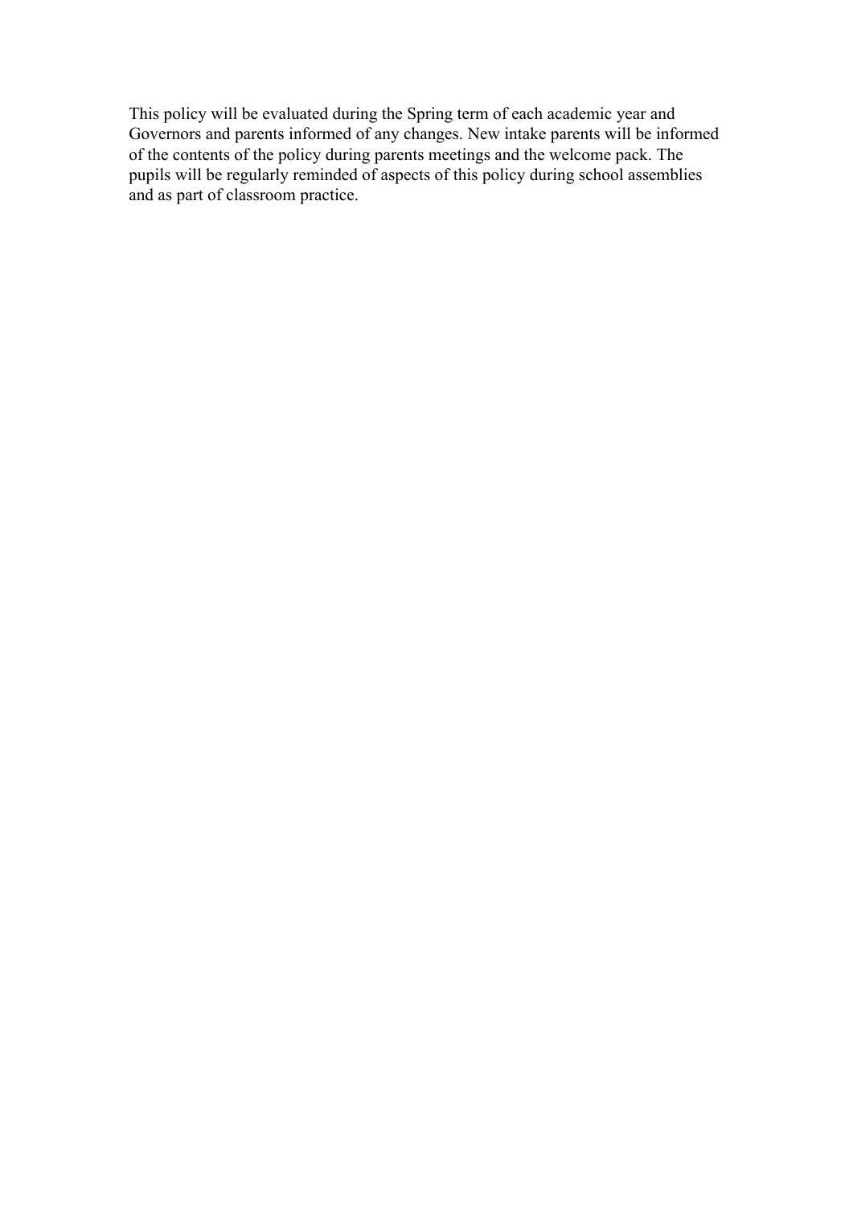This policy will be evaluated during the Spring term of each academic year and Governors and parents informed of any changes. New intake parents will be informed of the contents of the policy during parents meetings and the welcome pack. The pupils will be regularly reminded of aspects of this policy during school assemblies and as part of classroom practice.